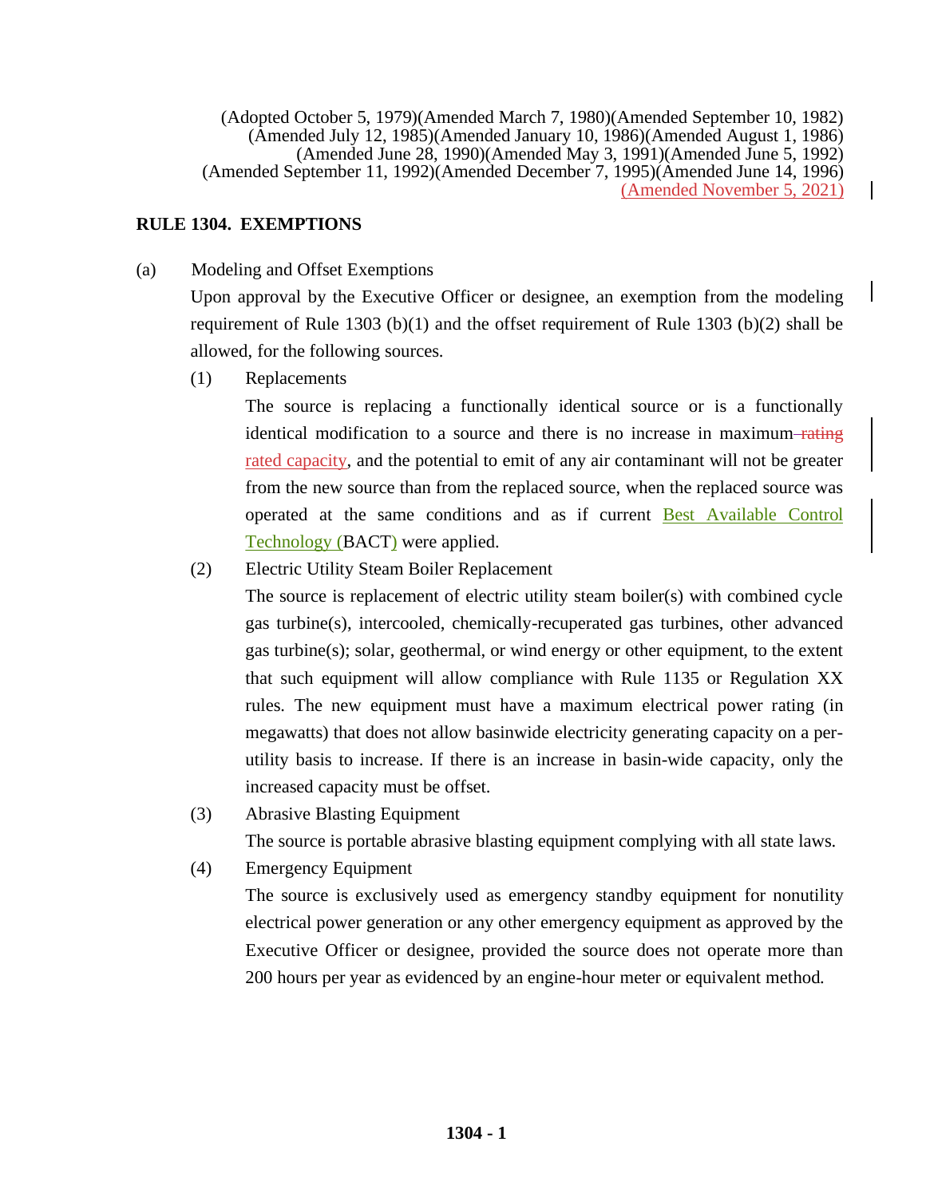(Adopted October 5, 1979)(Amended March 7, 1980)(Amended September 10, 1982)
(Amended July 12, 1985)(Amended January 10, 1986)(Amended August 1, 1986)
(Amended June 28, 1990)(Amended May 3, 1991)(Amended June 5, 1992)
(Amended September 11, 1992)(Amended December 7, 1995)(Amended June 14, 1996)
(Amended November 5, 2021)

## RULE 1304. EXEMPTIONS

(a) Modeling and Offset Exemptions

Upon approval by the Executive Officer or designee, an exemption from the modeling requirement of Rule 1303 (b)(1) and the offset requirement of Rule 1303 (b)(2) shall be allowed, for the following sources.

(1) Replacements

The source is replacing a functionally identical source or is a functionally identical modification to a source and there is no increase in maximum ~~rating~~ rated capacity, and the potential to emit of any air contaminant will not be greater from the new source than from the replaced source, when the replaced source was operated at the same conditions and as if current Best Available Control Technology (BACT) were applied.

(2) Electric Utility Steam Boiler Replacement

The source is replacement of electric utility steam boiler(s) with combined cycle gas turbine(s), intercooled, chemically-recuperated gas turbines, other advanced gas turbine(s); solar, geothermal, or wind energy or other equipment, to the extent that such equipment will allow compliance with Rule 1135 or Regulation XX rules. The new equipment must have a maximum electrical power rating (in megawatts) that does not allow basinwide electricity generating capacity on a per-utility basis to increase. If there is an increase in basin-wide capacity, only the increased capacity must be offset.

(3) Abrasive Blasting Equipment

The source is portable abrasive blasting equipment complying with all state laws.

(4) Emergency Equipment

The source is exclusively used as emergency standby equipment for nonutility electrical power generation or any other emergency equipment as approved by the Executive Officer or designee, provided the source does not operate more than 200 hours per year as evidenced by an engine-hour meter or equivalent method.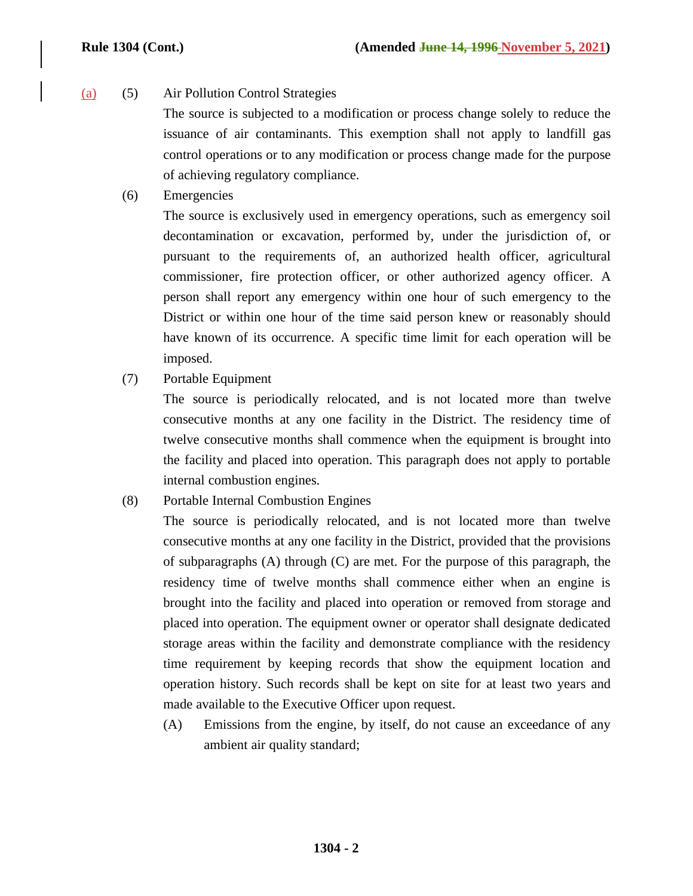(a) (5) Air Pollution Control Strategies

The source is subjected to a modification or process change solely to reduce the issuance of air contaminants. This exemption shall not apply to landfill gas control operations or to any modification or process change made for the purpose of achieving regulatory compliance.

(6) Emergencies

The source is exclusively used in emergency operations, such as emergency soil decontamination or excavation, performed by, under the jurisdiction of, or pursuant to the requirements of, an authorized health officer, agricultural commissioner, fire protection officer, or other authorized agency officer. A person shall report any emergency within one hour of such emergency to the District or within one hour of the time said person knew or reasonably should have known of its occurrence. A specific time limit for each operation will be imposed.

(7) Portable Equipment

The source is periodically relocated, and is not located more than twelve consecutive months at any one facility in the District. The residency time of twelve consecutive months shall commence when the equipment is brought into the facility and placed into operation. This paragraph does not apply to portable internal combustion engines.

(8) Portable Internal Combustion Engines

The source is periodically relocated, and is not located more than twelve consecutive months at any one facility in the District, provided that the provisions of subparagraphs (A) through (C) are met. For the purpose of this paragraph, the residency time of twelve months shall commence either when an engine is brought into the facility and placed into operation or removed from storage and placed into operation. The equipment owner or operator shall designate dedicated storage areas within the facility and demonstrate compliance with the residency time requirement by keeping records that show the equipment location and operation history. Such records shall be kept on site for at least two years and made available to the Executive Officer upon request.

(A) Emissions from the engine, by itself, do not cause an exceedance of any ambient air quality standard;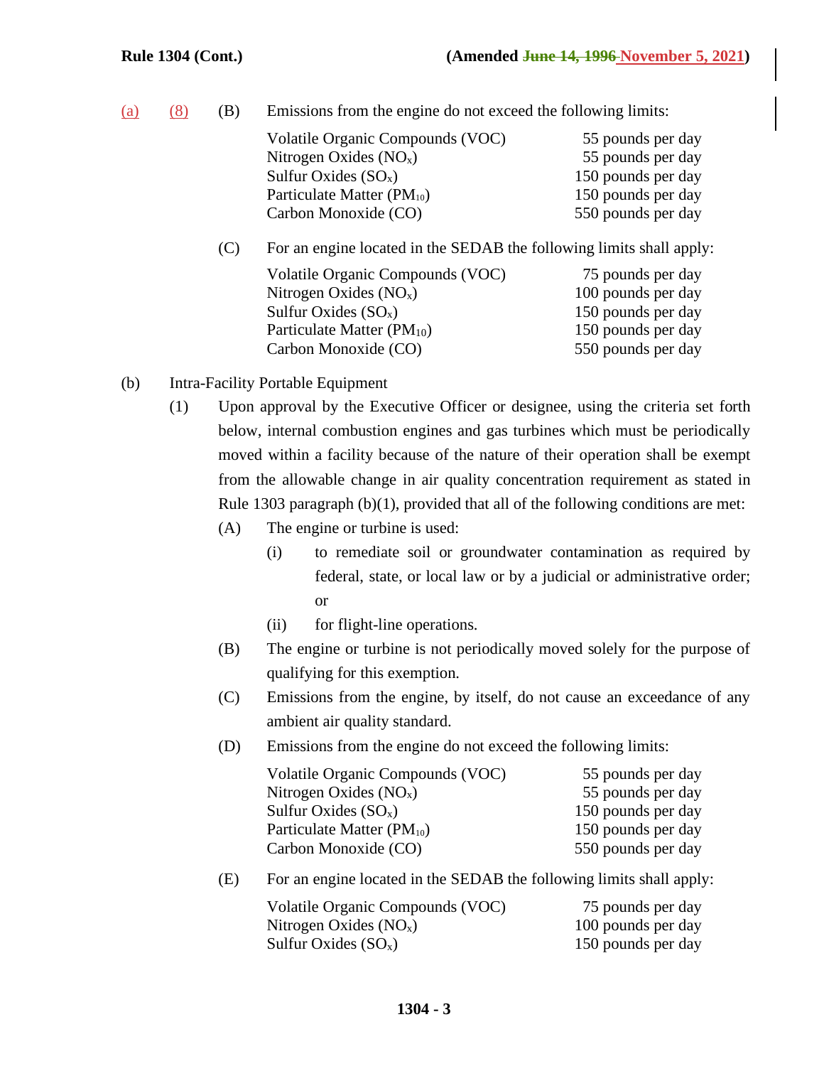(a) (8) (B) Emissions from the engine do not exceed the following limits:

| | |
|---|---|
| Volatile Organic Compounds (VOC) | 55 pounds per day |
| Nitrogen Oxides ($NO_x$) | 55 pounds per day |
| Sulfur Oxides ($SO_x$) | 150 pounds per day |
| Particulate Matter ($PM_{10}$) | 150 pounds per day |
| Carbon Monoxide (CO) | 550 pounds per day |

(C) For an engine located in the SEDAB the following limits shall apply:

| | |
|---|---|
| Volatile Organic Compounds (VOC) | 75 pounds per day |
| Nitrogen Oxides ($NO_x$) | 100 pounds per day |
| Sulfur Oxides ($SO_x$) | 150 pounds per day |
| Particulate Matter ($PM_{10}$) | 150 pounds per day |
| Carbon Monoxide (CO) | 550 pounds per day |

(b) Intra-Facility Portable Equipment

(1) Upon approval by the Executive Officer or designee, using the criteria set forth below, internal combustion engines and gas turbines which must be periodically moved within a facility because of the nature of their operation shall be exempt from the allowable change in air quality concentration requirement as stated in Rule 1303 paragraph (b)(1), provided that all of the following conditions are met:

(A) The engine or turbine is used:

(i) to remediate soil or groundwater contamination as required by federal, state, or local law or by a judicial or administrative order; or

(ii) for flight-line operations.

(B) The engine or turbine is not periodically moved solely for the purpose of qualifying for this exemption.

(C) Emissions from the engine, by itself, do not cause an exceedance of any ambient air quality standard.

(D) Emissions from the engine do not exceed the following limits:

| | |
|---|---|
| Volatile Organic Compounds (VOC) | 55 pounds per day |
| Nitrogen Oxides ($NO_x$) | 55 pounds per day |
| Sulfur Oxides ($SO_x$) | 150 pounds per day |
| Particulate Matter ($PM_{10}$) | 150 pounds per day |
| Carbon Monoxide (CO) | 550 pounds per day |

(E) For an engine located in the SEDAB the following limits shall apply:

| | |
|---|---|
| Volatile Organic Compounds (VOC) | 75 pounds per day |
| Nitrogen Oxides ($NO_x$) | 100 pounds per day |
| Sulfur Oxides ($SO_x$) | 150 pounds per day |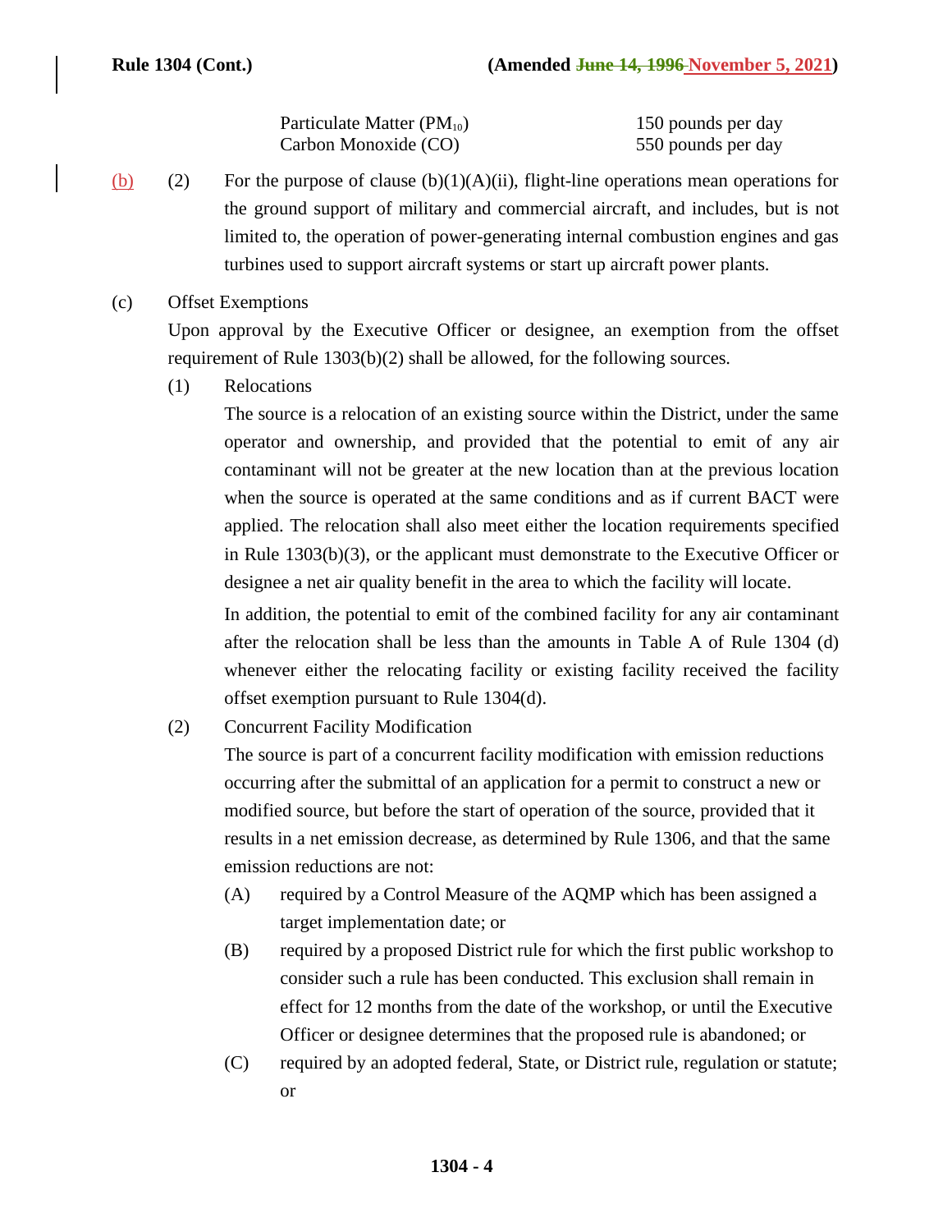| | |
|---|---|
| Particulate Matter ($PM_{10}$) | 150 pounds per day |
| Carbon Monoxide (CO) | 550 pounds per day |

(b) (2) For the purpose of clause (b)(1)(A)(ii), flight-line operations mean operations for the ground support of military and commercial aircraft, and includes, but is not limited to, the operation of power-generating internal combustion engines and gas turbines used to support aircraft systems or start up aircraft power plants.

(c) Offset Exemptions

Upon approval by the Executive Officer or designee, an exemption from the offset requirement of Rule 1303(b)(2) shall be allowed, for the following sources.

(1) Relocations

The source is a relocation of an existing source within the District, under the same operator and ownership, and provided that the potential to emit of any air contaminant will not be greater at the new location than at the previous location when the source is operated at the same conditions and as if current BACT were applied. The relocation shall also meet either the location requirements specified in Rule 1303(b)(3), or the applicant must demonstrate to the Executive Officer or designee a net air quality benefit in the area to which the facility will locate.

In addition, the potential to emit of the combined facility for any air contaminant after the relocation shall be less than the amounts in Table A of Rule 1304 (d) whenever either the relocating facility or existing facility received the facility offset exemption pursuant to Rule 1304(d).

(2) Concurrent Facility Modification

The source is part of a concurrent facility modification with emission reductions occurring after the submittal of an application for a permit to construct a new or modified source, but before the start of operation of the source, provided that it results in a net emission decrease, as determined by Rule 1306, and that the same emission reductions are not:

(A) required by a Control Measure of the AQMP which has been assigned a target implementation date; or

(B) required by a proposed District rule for which the first public workshop to consider such a rule has been conducted. This exclusion shall remain in effect for 12 months from the date of the workshop, or until the Executive Officer or designee determines that the proposed rule is abandoned; or

(C) required by an adopted federal, State, or District rule, regulation or statute; or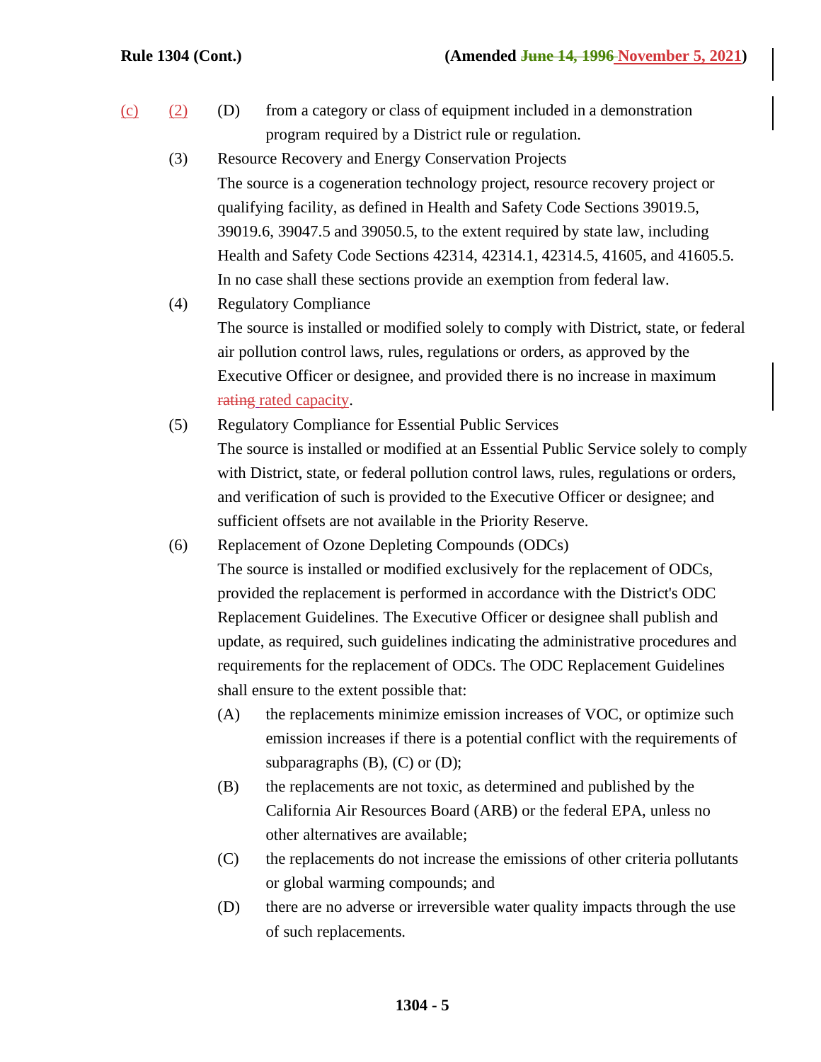(c) (2) (D) from a category or class of equipment included in a demonstration program required by a District rule or regulation.

(3) Resource Recovery and Energy Conservation Projects

The source is a cogeneration technology project, resource recovery project or qualifying facility, as defined in Health and Safety Code Sections 39019.5, 39019.6, 39047.5 and 39050.5, to the extent required by state law, including Health and Safety Code Sections 42314, 42314.1, 42314.5, 41605, and 41605.5. In no case shall these sections provide an exemption from federal law.

(4) Regulatory Compliance

The source is installed or modified solely to comply with District, state, or federal air pollution control laws, rules, regulations or orders, as approved by the Executive Officer or designee, and provided there is no increase in maximum ~~rating~~ rated capacity.

(5) Regulatory Compliance for Essential Public Services

The source is installed or modified at an Essential Public Service solely to comply with District, state, or federal pollution control laws, rules, regulations or orders, and verification of such is provided to the Executive Officer or designee; and sufficient offsets are not available in the Priority Reserve.

(6) Replacement of Ozone Depleting Compounds (ODCs)

The source is installed or modified exclusively for the replacement of ODCs, provided the replacement is performed in accordance with the District's ODC Replacement Guidelines. The Executive Officer or designee shall publish and update, as required, such guidelines indicating the administrative procedures and requirements for the replacement of ODCs. The ODC Replacement Guidelines shall ensure to the extent possible that:

(A) the replacements minimize emission increases of VOC, or optimize such emission increases if there is a potential conflict with the requirements of subparagraphs (B), (C) or (D);

(B) the replacements are not toxic, as determined and published by the California Air Resources Board (ARB) or the federal EPA, unless no other alternatives are available;

(C) the replacements do not increase the emissions of other criteria pollutants or global warming compounds; and

(D) there are no adverse or irreversible water quality impacts through the use of such replacements.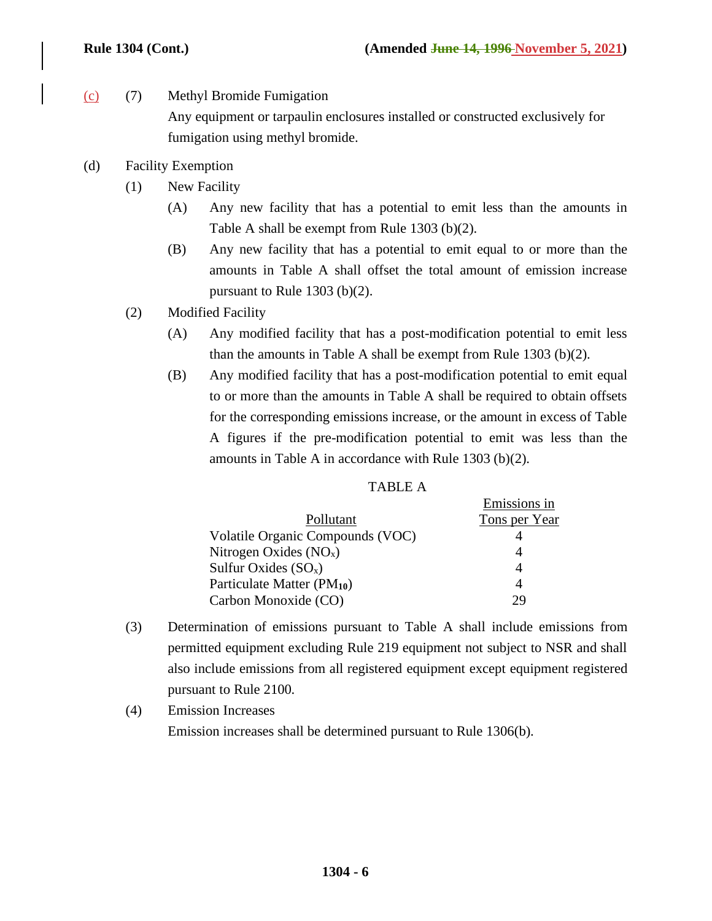(c) (7) Methyl Bromide Fumigation

Any equipment or tarpaulin enclosures installed or constructed exclusively for fumigation using methyl bromide.

(d) Facility Exemption

(1) New Facility

(A) Any new facility that has a potential to emit less than the amounts in Table A shall be exempt from Rule 1303 (b)(2).

(B) Any new facility that has a potential to emit equal to or more than the amounts in Table A shall offset the total amount of emission increase pursuant to Rule 1303 (b)(2).

(2) Modified Facility

(A) Any modified facility that has a post-modification potential to emit less than the amounts in Table A shall be exempt from Rule 1303 (b)(2).

(B) Any modified facility that has a post-modification potential to emit equal to or more than the amounts in Table A shall be required to obtain offsets for the corresponding emissions increase, or the amount in excess of Table A figures if the pre-modification potential to emit was less than the amounts in Table A in accordance with Rule 1303 (b)(2).

TABLE A

| Pollutant | Emissions in Tons per Year |
|---|---|
| Volatile Organic Compounds (VOC) | 4 |
| Nitrogen Oxides ($NO_x$) | 4 |
| Sulfur Oxides ($SO_x$) | 4 |
| Particulate Matter ($PM_{10}$) | 4 |
| Carbon Monoxide (CO) | 29 |

(3) Determination of emissions pursuant to Table A shall include emissions from permitted equipment excluding Rule 219 equipment not subject to NSR and shall also include emissions from all registered equipment except equipment registered pursuant to Rule 2100.

(4) Emission Increases

Emission increases shall be determined pursuant to Rule 1306(b).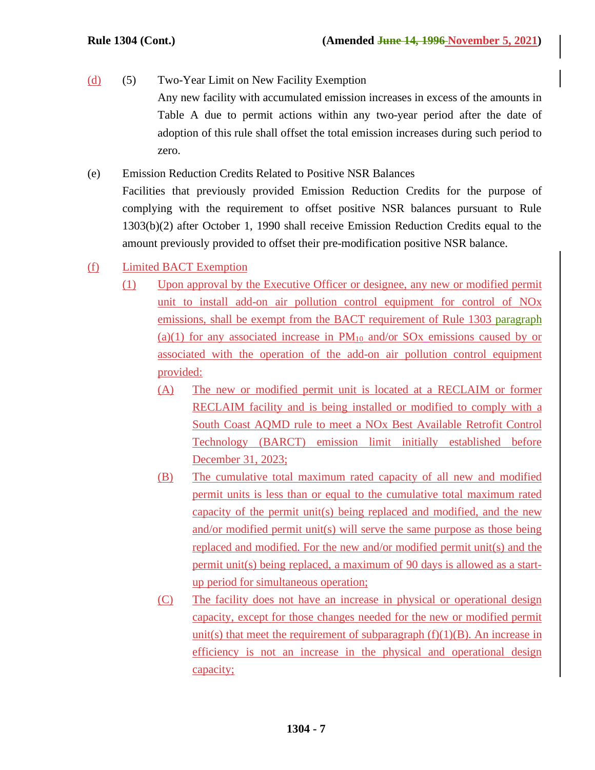(d) (5) Two-Year Limit on New Facility Exemption

Any new facility with accumulated emission increases in excess of the amounts in Table A due to permit actions within any two-year period after the date of adoption of this rule shall offset the total emission increases during such period to zero.

(e) Emission Reduction Credits Related to Positive NSR Balances

Facilities that previously provided Emission Reduction Credits for the purpose of complying with the requirement to offset positive NSR balances pursuant to Rule 1303(b)(2) after October 1, 1990 shall receive Emission Reduction Credits equal to the amount previously provided to offset their pre-modification positive NSR balance.

(f) Limited BACT Exemption

(1) Upon approval by the Executive Officer or designee, any new or modified permit unit to install add-on air pollution control equipment for control of NOx emissions, shall be exempt from the BACT requirement of Rule 1303 paragraph (a)(1) for any associated increase in $PM_{10}$ and/or SOx emissions caused by or associated with the operation of the add-on air pollution control equipment provided:

(A) The new or modified permit unit is located at a RECLAIM or former RECLAIM facility and is being installed or modified to comply with a South Coast AQMD rule to meet a NOx Best Available Retrofit Control Technology (BARCT) emission limit initially established before December 31, 2023;

(B) The cumulative total maximum rated capacity of all new and modified permit units is less than or equal to the cumulative total maximum rated capacity of the permit unit(s) being replaced and modified, and the new and/or modified permit unit(s) will serve the same purpose as those being replaced and modified. For the new and/or modified permit unit(s) and the permit unit(s) being replaced, a maximum of 90 days is allowed as a start-up period for simultaneous operation;

(C) The facility does not have an increase in physical or operational design capacity, except for those changes needed for the new or modified permit unit(s) that meet the requirement of subparagraph (f)(1)(B). An increase in efficiency is not an increase in the physical and operational design capacity;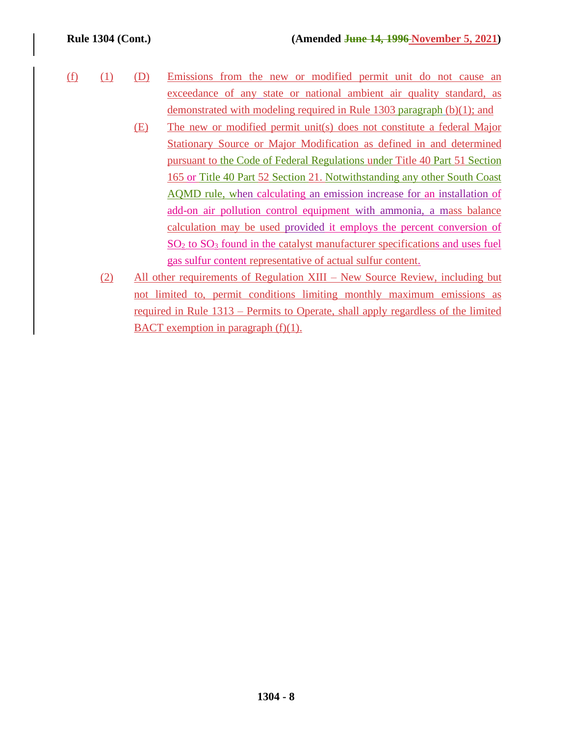(f) (1) (D) Emissions from the new or modified permit unit do not cause an exceedance of any state or national ambient air quality standard, as demonstrated with modeling required in Rule 1303 paragraph (b)(1); and

(E) The new or modified permit unit(s) does not constitute a federal Major Stationary Source or Major Modification as defined in and determined pursuant to the Code of Federal Regulations under Title 40 Part 51 Section 165 or Title 40 Part 52 Section 21. Notwithstanding any other South Coast AQMD rule, when calculating an emission increase for an installation of add-on air pollution control equipment with ammonia, a mass balance calculation may be used provided it employs the percent conversion of $SO_2$ to $SO_3$ found in the catalyst manufacturer specifications and uses fuel gas sulfur content representative of actual sulfur content.

(2) All other requirements of Regulation XIII – New Source Review, including but not limited to, permit conditions limiting monthly maximum emissions as required in Rule 1313 – Permits to Operate, shall apply regardless of the limited BACT exemption in paragraph (f)(1).